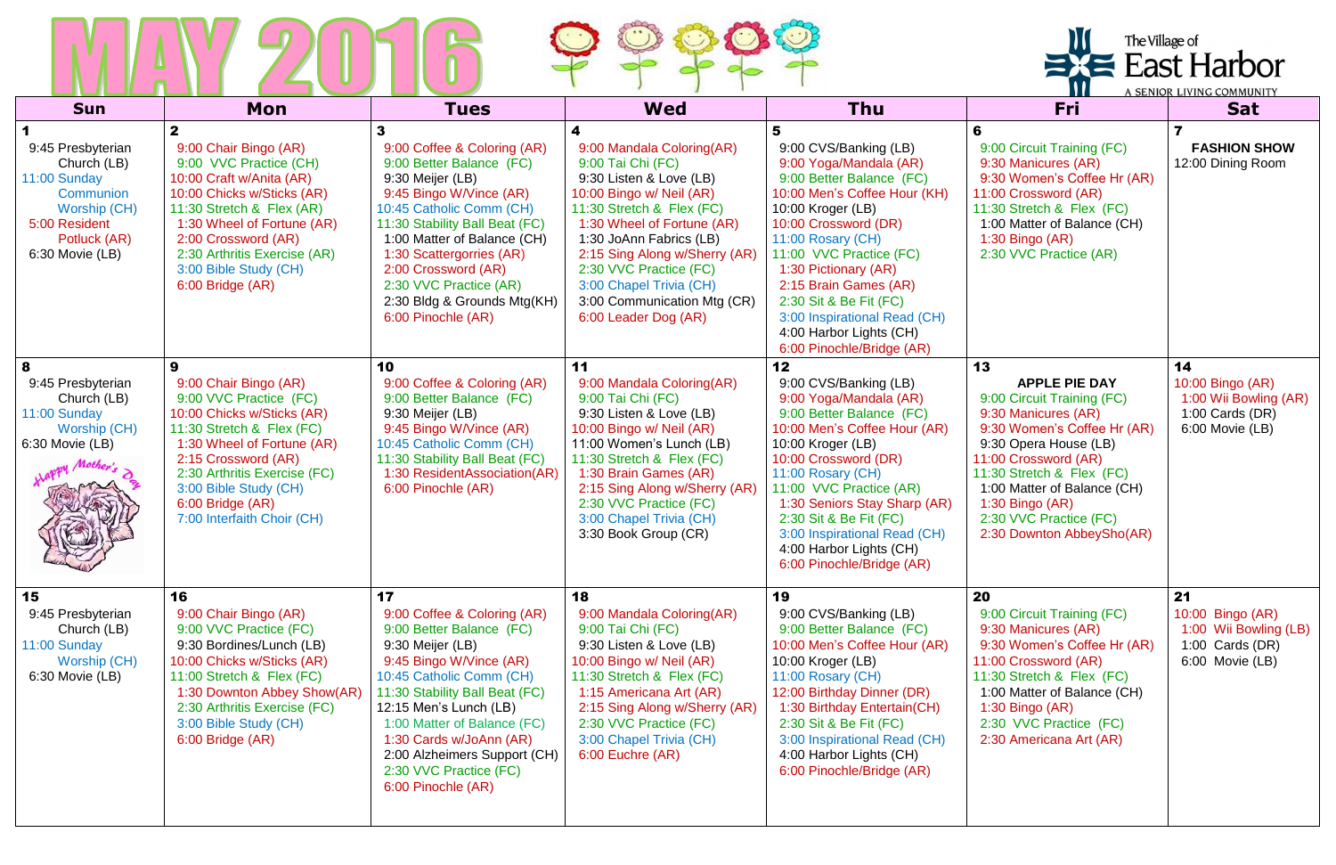# MAY 2016

The Village of East Harbor
A SENIOR LIVING COMMUNITY

| Sun | Mon | Tues | Wed | Thu | Fri | Sat |
|---|---|---|---|---|---|---|
| **1**<br>9:45 Presbyterian Church (LB)<br>11:00 Sunday Communion Worship (CH)<br>5:00 Resident Potluck (AR)<br>6:30 Movie (LB) | **2**<br>9:00 Chair Bingo (AR)<br>9:00 VVC Practice (CH)<br>10:00 Craft w/Anita (AR)<br>10:00 Chicks w/Sticks (AR)<br>11:30 Stretch & Flex (AR)<br>1:30 Wheel of Fortune (AR)<br>2:00 Crossword (AR)<br>2:30 Arthritis Exercise (AR)<br>3:00 Bible Study (CH)<br>6:00 Bridge (AR) | **3**<br>9:00 Coffee & Coloring (AR)<br>9:00 Better Balance (FC)<br>9:30 Meijer (LB)<br>9:45 Bingo W/Vince (AR)<br>10:45 Catholic Comm (CH)<br>11:30 Stability Ball Beat (FC)<br>1:00 Matter of Balance (CH)<br>1:30 Scattergories (AR)<br>2:00 Crossword (AR)<br>2:30 VVC Practice (AR)<br>2:30 Bldg & Grounds Mtg(KH)<br>6:00 Pinochle (AR) | **4**<br>9:00 Mandala Coloring(AR)<br>9:00 Tai Chi (FC)<br>9:30 Listen & Love (LB)<br>10:00 Bingo w/ Neil (AR)<br>11:30 Stretch & Flex (FC)<br>1:30 Wheel of Fortune (AR)<br>1:30 JoAnn Fabrics (LB)<br>2:15 Sing Along w/Sherry (AR)<br>2:30 VVC Practice (FC)<br>3:00 Chapel Trivia (CH)<br>3:00 Communication Mtg (CR)<br>6:00 Leader Dog (AR) | **5**<br>9:00 CVS/Banking (LB)<br>9:00 Yoga/Mandala (AR)<br>9:00 Better Balance (FC)<br>10:00 Men's Coffee Hour (KH)<br>10:00 Kroger (LB)<br>10:00 Crossword (DR)<br>11:00 Rosary (CH)<br>11:00 VVC Practice (FC)<br>1:30 Pictionary (AR)<br>2:15 Brain Games (AR)<br>2:30 Sit & Be Fit (FC)<br>3:00 Inspirational Read (CH)<br>4:00 Harbor Lights (CH)<br>6:00 Pinochle/Bridge (AR) | **6**<br>9:00 Circuit Training (FC)<br>9:30 Manicures (AR)<br>9:30 Women's Coffee Hr (AR)<br>11:00 Crossword (AR)<br>11:30 Stretch & Flex (FC)<br>1:00 Matter of Balance (CH)<br>1:30 Bingo (AR)<br>2:30 VVC Practice (AR) | **7**<br>**FASHION SHOW**<br>12:00 Dining Room |
| **8**<br>9:45 Presbyterian Church (LB)<br>11:00 Sunday Worship (CH)<br>6:30 Movie (LB)<br>Happy Mother's Day | **9**<br>9:00 Chair Bingo (AR)<br>9:00 VVC Practice (FC)<br>10:00 Chicks w/Sticks (AR)<br>11:30 Stretch & Flex (FC)<br>1:30 Wheel of Fortune (AR)<br>2:15 Crossword (AR)<br>2:30 Arthritis Exercise (FC)<br>3:00 Bible Study (CH)<br>6:00 Bridge (AR)<br>7:00 Interfaith Choir (CH) | **10**<br>9:00 Coffee & Coloring (AR)<br>9:00 Better Balance (FC)<br>9:30 Meijer (LB)<br>9:45 Bingo W/Vince (AR)<br>10:45 Catholic Comm (CH)<br>11:30 Stability Ball Beat (FC)<br>1:30 ResidentAssociation(AR)<br>6:00 Pinochle (AR) | **11**<br>9:00 Mandala Coloring(AR)<br>9:00 Tai Chi (FC)<br>9:30 Listen & Love (LB)<br>10:00 Bingo w/ Neil (AR)<br>11:00 Women's Lunch (LB)<br>11:30 Stretch & Flex (FC)<br>1:30 Brain Games (AR)<br>2:15 Sing Along w/Sherry (AR)<br>2:30 VVC Practice (FC)<br>3:00 Chapel Trivia (CH)<br>3:30 Book Group (CR) | **12**<br>9:00 CVS/Banking (LB)<br>9:00 Yoga/Mandala (AR)<br>9:00 Better Balance (FC)<br>10:00 Men's Coffee Hour (AR)<br>10:00 Kroger (LB)<br>10:00 Crossword (DR)<br>11:00 Rosary (CH)<br>11:00 VVC Practice (AR)<br>1:30 Seniors Stay Sharp (AR)<br>2:30 Sit & Be Fit (FC)<br>3:00 Inspirational Read (CH)<br>4:00 Harbor Lights (CH)<br>6:00 Pinochle/Bridge (AR) | **13**<br>**APPLE PIE DAY**<br>9:00 Circuit Training (FC)<br>9:30 Manicures (AR)<br>9:30 Women's Coffee Hr (AR)<br>9:30 Opera House (LB)<br>11:00 Crossword (AR)<br>11:30 Stretch & Flex (FC)<br>1:00 Matter of Balance (CH)<br>1:30 Bingo (AR)<br>2:30 VVC Practice (FC)<br>2:30 Downton AbbeySho(AR) | **14**<br>10:00 Bingo (AR)<br>1:00 Wii Bowling (AR)<br>1:00 Cards (DR)<br>6:00 Movie (LB) |
| **15**<br>9:45 Presbyterian Church (LB)<br>11:00 Sunday Worship (CH)<br>6:30 Movie (LB) | **16**<br>9:00 Chair Bingo (AR)<br>9:00 VVC Practice (FC)<br>9:30 Bordines/Lunch (LB)<br>10:00 Chicks w/Sticks (AR)<br>11:00 Stretch & Flex (FC)<br>1:30 Downton Abbey Show(AR)<br>2:30 Arthritis Exercise (FC)<br>3:00 Bible Study (CH)<br>6:00 Bridge (AR) | **17**<br>9:00 Coffee & Coloring (AR)<br>9:00 Better Balance (FC)<br>9:30 Meijer (LB)<br>9:45 Bingo W/Vince (AR)<br>10:45 Catholic Comm (CH)<br>11:30 Stability Ball Beat (FC)<br>12:15 Men's Lunch (LB)<br>1:00 Matter of Balance (FC)<br>1:30 Cards w/JoAnn (AR)<br>2:00 Alzheimers Support (CH)<br>2:30 VVC Practice (FC)<br>6:00 Pinochle (AR) | **18**<br>9:00 Mandala Coloring(AR)<br>9:00 Tai Chi (FC)<br>9:30 Listen & Love (LB)<br>10:00 Bingo w/ Neil (AR)<br>11:30 Stretch & Flex (FC)<br>1:15 Americana Art (AR)<br>2:15 Sing Along w/Sherry (AR)<br>2:30 VVC Practice (FC)<br>3:00 Chapel Trivia (CH)<br>6:00 Euchre (AR) | **19**<br>9:00 CVS/Banking (LB)<br>9:00 Better Balance (FC)<br>10:00 Men's Coffee Hour (AR)<br>10:00 Kroger (LB)<br>11:00 Rosary (CH)<br>12:00 Birthday Dinner (DR)<br>1:30 Birthday Entertain(CH)<br>2:30 Sit & Be Fit (FC)<br>3:00 Inspirational Read (CH)<br>4:00 Harbor Lights (CH)<br>6:00 Pinochle/Bridge (AR) | **20**<br>9:00 Circuit Training (FC)<br>9:30 Manicures (AR)<br>9:30 Women's Coffee Hr (AR)<br>11:00 Crossword (AR)<br>11:30 Stretch & Flex (FC)<br>1:00 Matter of Balance (CH)<br>1:30 Bingo (AR)<br>2:30 VVC Practice (FC)<br>2:30 Americana Art (AR) | **21**<br>10:00 Bingo (AR)<br>1:00 Wii Bowling (LB)<br>1:00 Cards (DR)<br>6:00 Movie (LB) |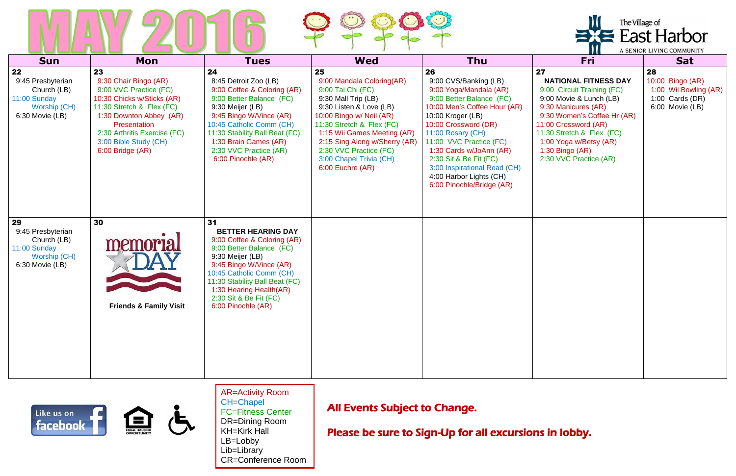# MAY 2016

The Village of East Harbor
A SENIOR LIVING COMMUNITY

| Sun | Mon | Tues | Wed | Thu | Fri | Sat |
|---|---|---|---|---|---|---|
| **22**<br>9:45 Presbyterian Church (LB)<br>11:00 Sunday Worship (CH)<br>6:30 Movie (LB) | **23**<br>9:30 Chair Bingo (AR)<br>9:00 VVC Practice (FC)<br>10:30 Chicks w/Sticks (AR)<br>11:30 Stretch & Flex (FC)<br>1:30 Downton Abbey (AR) Presentation<br>2:30 Arthritis Exercise (FC)<br>3:00 Bible Study (CH)<br>6:00 Bridge (AR) | **24**<br>8:45 Detroit Zoo (LB)<br>9:00 Coffee & Coloring (AR)<br>9:00 Better Balance (FC)<br>9:30 Meijer (LB)<br>9:45 Bingo W/Vince (AR)<br>10:45 Catholic Comm (CH)<br>11:30 Stability Ball Beat (FC)<br>1:30 Brain Games (AR)<br>2:30 VVC Practice (AR)<br>6:00 Pinochle (AR) | **25**<br>9:00 Mandala Coloring(AR)<br>9:00 Tai Chi (FC)<br>9:30 Mall Trip (LB)<br>9:30 Listen & Love (LB)<br>10:00 Bingo w/ Neil (AR)<br>11:30 Stretch & Flex (FC)<br>1:15 Wii Games Meeting (AR)<br>2:15 Sing Along w/Sherry (AR)<br>2:30 VVC Practice (FC)<br>3:00 Chapel Trivia (CH)<br>6:00 Euchre (AR) | **26**<br>9:00 CVS/Banking (LB)<br>9:00 Yoga/Mandala (AR)<br>9:00 Better Balance (FC)<br>10:00 Men's Coffee Hour (AR)<br>10:00 Kroger (LB)<br>10:00 Crossword (DR)<br>11:00 Rosary (CH)<br>11:00 VVC Practice (FC)<br>1:30 Cards w/JoAnn (AR)<br>2:30 Sit & Be Fit (FC)<br>3:00 Inspirational Read (CH)<br>4:00 Harbor Lights (CH)<br>6:00 Pinochle/Bridge (AR) | **27**<br>**NATIONAL FITNESS DAY**<br>9:00 Circuit Training (FC)<br>9:00 Movie & Lunch (LB)<br>9:30 Manicures (AR)<br>9:30 Women's Coffee Hr (AR)<br>11:00 Crossword (AR)<br>11:30 Stretch & Flex (FC)<br>1:00 Yoga w/Betsy (AR)<br>1:30 Bingo (AR)<br>2:30 VVC Practice (AR) | **28**<br>10:00 Bingo (AR)<br>1:00 Wii Bowling (AR)<br>1:00 Cards (DR)<br>6:00 Movie (LB) |
| **29**<br>9:45 Presbyterian Church (LB)<br>11:00 Sunday Worship (CH)<br>6:30 Movie (LB) | **30**<br>memorial DAY<br>**Friends & Family Visit** | **31**<br>**BETTER HEARING DAY**<br>9:00 Coffee & Coloring (AR)<br>9:00 Better Balance (FC)<br>9:30 Meijer (LB)<br>9:45 Bingo W/Vince (AR)<br>10:45 Catholic Comm (CH)<br>11:30 Stability Ball Beat (FC)<br>1:30 Hearing Health(AR)<br>2:30 Sit & Be Fit (FC)<br>6:00 Pinochle (AR) | | | | |

Like us on facebook

EQUAL HOUSING OPPORTUNITY

AR=Activity Room
CH=Chapel
FC=Fitness Center
DR=Dining Room
KH=Kirk Hall
LB=Lobby
Lib=Library
CR=Conference Room

***All Events Subject to Change.***

***Please be sure to Sign-Up for all excursions in lobby.***